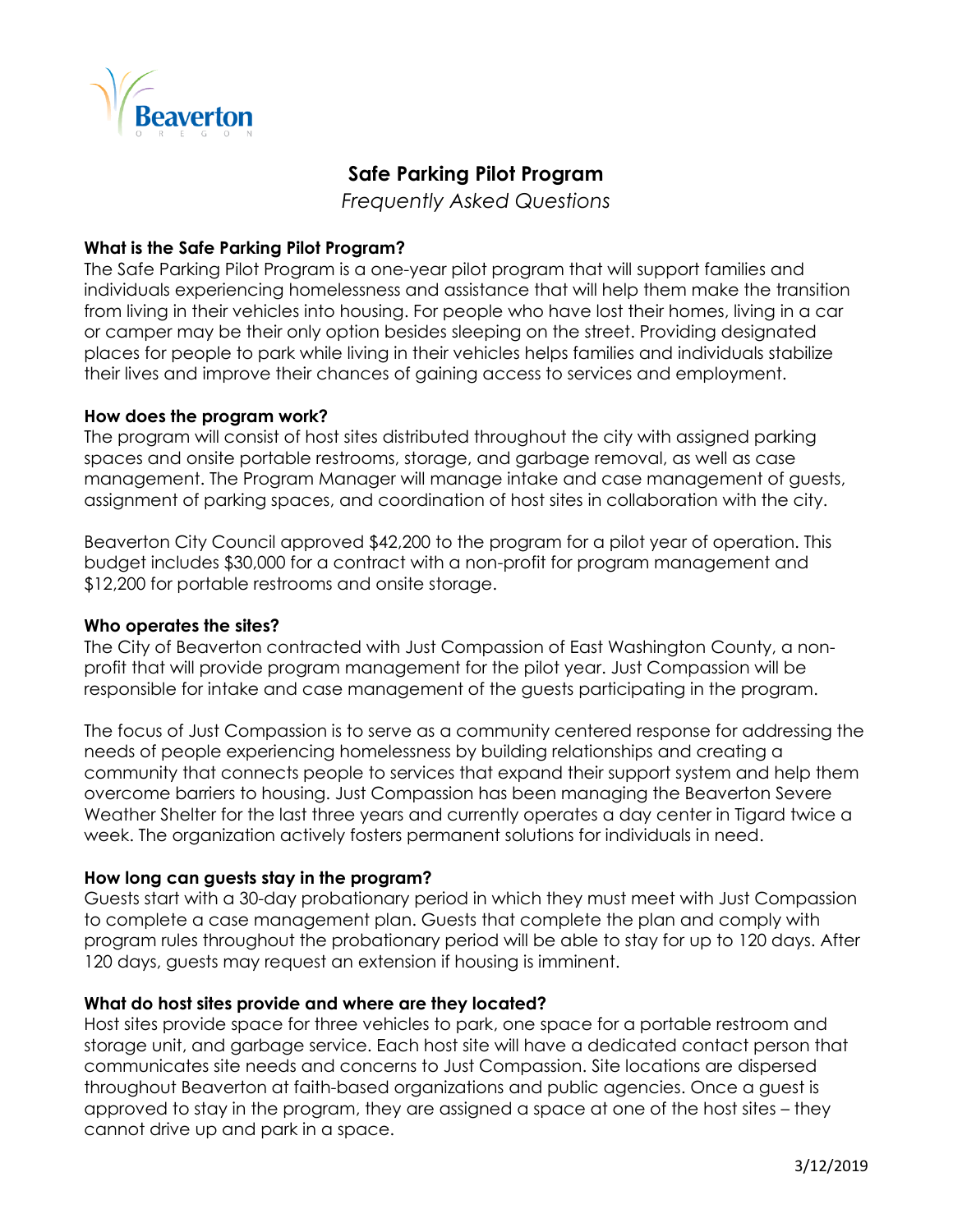# Safe Parking Pilot Program

*Frequently Asked Questions*

**What is the Safe Parking Pilot Program?**

The Safe Parking Pilot Program is a one-year pilot program that will support families and individuals experiencing homelessness and assistance that will help them make the transition from living in their vehicles into housing. For people who have lost their homes, living in a car or camper may be their only option besides sleeping on the street. Providing designated places for people to park while living in their vehicles helps families and individuals stabilize their lives and improve their chances of gaining access to services and employment.

**How does the program work?**

The program will consist of host sites distributed throughout the city with assigned parking spaces and onsite portable restrooms, storage, and garbage removal, as well as case management. The Program Manager will manage intake and case management of guests, assignment of parking spaces, and coordination of host sites in collaboration with the city.

Beaverton City Council approved $42,200 to the program for a pilot year of operation. This budget includes $30,000 for a contract with a non-profit for program management and $12,200 for portable restrooms and onsite storage.

**Who operates the sites?**

The City of Beaverton contracted with Just Compassion of East Washington County, a non-profit that will provide program management for the pilot year. Just Compassion will be responsible for intake and case management of the guests participating in the program.

The focus of Just Compassion is to serve as a community centered response for addressing the needs of people experiencing homelessness by building relationships and creating a community that connects people to services that expand their support system and help them overcome barriers to housing. Just Compassion has been managing the Beaverton Severe Weather Shelter for the last three years and currently operates a day center in Tigard twice a week. The organization actively fosters permanent solutions for individuals in need.

**How long can guests stay in the program?**

Guests start with a 30-day probationary period in which they must meet with Just Compassion to complete a case management plan. Guests that complete the plan and comply with program rules throughout the probationary period will be able to stay for up to 120 days. After 120 days, guests may request an extension if housing is imminent.

**What do host sites provide and where are they located?**

Host sites provide space for three vehicles to park, one space for a portable restroom and storage unit, and garbage service. Each host site will have a dedicated contact person that communicates site needs and concerns to Just Compassion. Site locations are dispersed throughout Beaverton at faith-based organizations and public agencies. Once a guest is approved to stay in the program, they are assigned a space at one of the host sites – they cannot drive up and park in a space.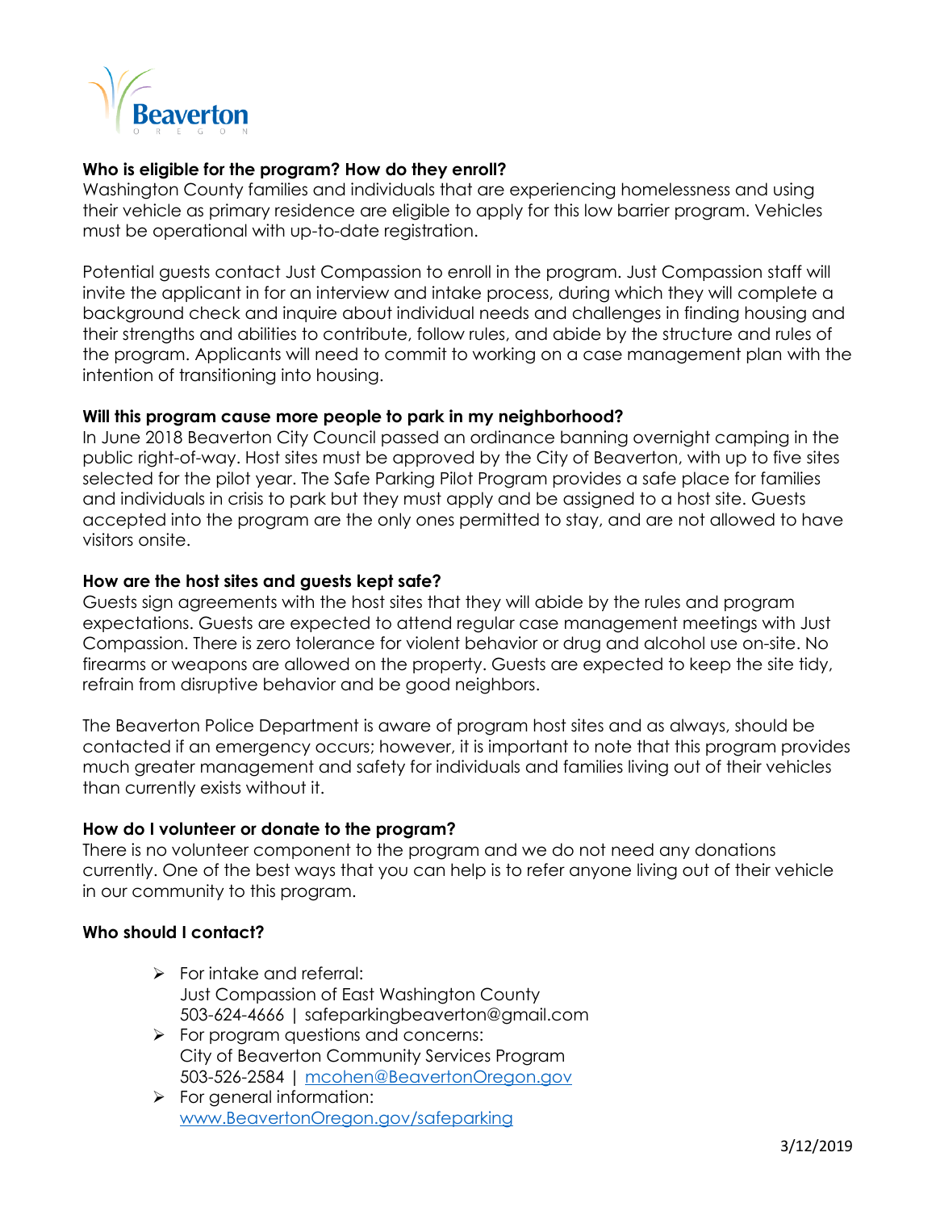**Who is eligible for the program? How do they enroll?**

Washington County families and individuals that are experiencing homelessness and using their vehicle as primary residence are eligible to apply for this low barrier program. Vehicles must be operational with up-to-date registration.

Potential guests contact Just Compassion to enroll in the program. Just Compassion staff will invite the applicant in for an interview and intake process, during which they will complete a background check and inquire about individual needs and challenges in finding housing and their strengths and abilities to contribute, follow rules, and abide by the structure and rules of the program. Applicants will need to commit to working on a case management plan with the intention of transitioning into housing.

**Will this program cause more people to park in my neighborhood?**

In June 2018 Beaverton City Council passed an ordinance banning overnight camping in the public right-of-way. Host sites must be approved by the City of Beaverton, with up to five sites selected for the pilot year. The Safe Parking Pilot Program provides a safe place for families and individuals in crisis to park but they must apply and be assigned to a host site. Guests accepted into the program are the only ones permitted to stay, and are not allowed to have visitors onsite.

**How are the host sites and guests kept safe?**

Guests sign agreements with the host sites that they will abide by the rules and program expectations. Guests are expected to attend regular case management meetings with Just Compassion. There is zero tolerance for violent behavior or drug and alcohol use on-site. No firearms or weapons are allowed on the property. Guests are expected to keep the site tidy, refrain from disruptive behavior and be good neighbors.

The Beaverton Police Department is aware of program host sites and as always, should be contacted if an emergency occurs; however, it is important to note that this program provides much greater management and safety for individuals and families living out of their vehicles than currently exists without it.

**How do I volunteer or donate to the program?**

There is no volunteer component to the program and we do not need any donations currently. One of the best ways that you can help is to refer anyone living out of their vehicle in our community to this program.

**Who should I contact?**

- For intake and referral:
  Just Compassion of East Washington County
  503-624-4666 | safeparkingbeaverton@gmail.com
- For program questions and concerns:
  City of Beaverton Community Services Program
  503-526-2584 | mcohen@BeavertonOregon.gov
- For general information:
  www.BeavertonOregon.gov/safeparking

3/12/2019